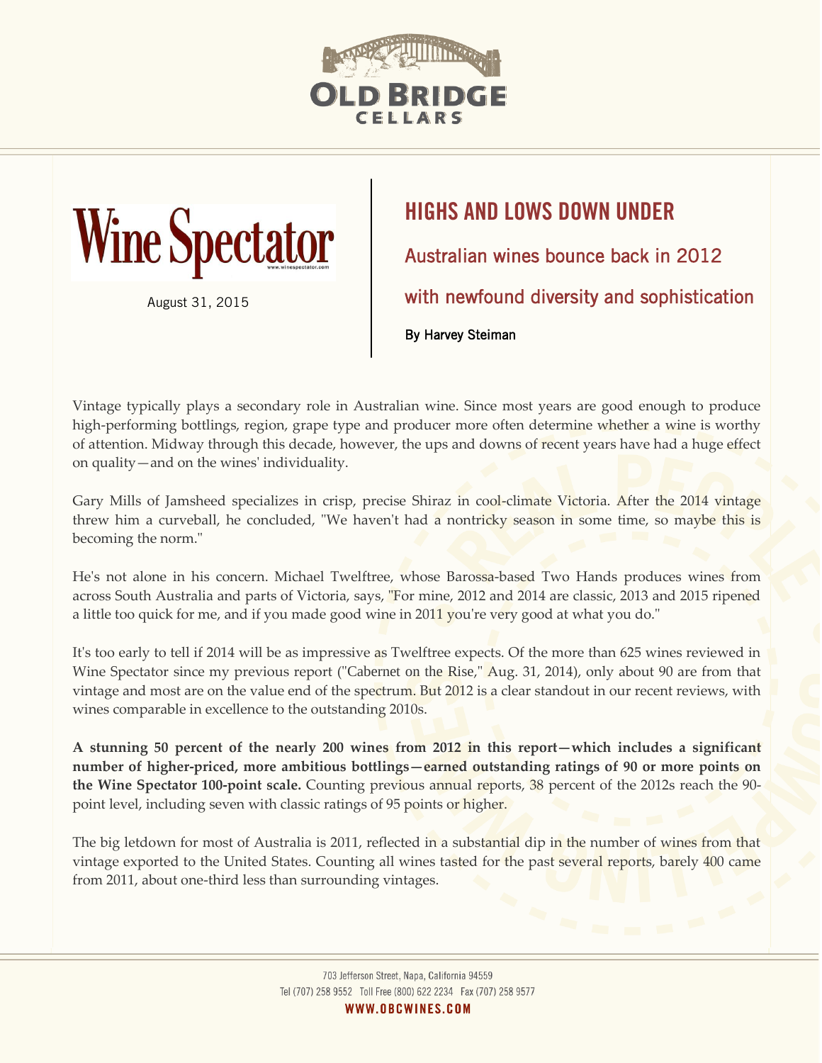Wine Spectator

August 31, 2015

# HIGHS AND LOWS DOWN UNDER

## Australian wines bounce back in 2012 with newfound diversity and sophistication

**By Harvey Steiman**

Vintage typically plays a secondary role in Australian wine. Since most years are good enough to produce high-performing bottlings, region, grape type and producer more often determine whether a wine is worthy of attention. Midway through this decade, however, the ups and downs of recent years have had a huge effect on quality—and on the wines' individuality.

Gary Mills of Jamsheed specializes in crisp, precise Shiraz in cool-climate Victoria. After the 2014 vintage threw him a curveball, he concluded, "We haven't had a nontricky season in some time, so maybe this is becoming the norm."

He's not alone in his concern. Michael Twelftree, whose Barossa-based Two Hands produces wines from across South Australia and parts of Victoria, says, "For mine, 2012 and 2014 are classic, 2013 and 2015 ripened a little too quick for me, and if you made good wine in 2011 you're very good at what you do."

It's too early to tell if 2014 will be as impressive as Twelftree expects. Of the more than 625 wines reviewed in Wine Spectator since my previous report ("Cabernet on the Rise," Aug. 31, 2014), only about 90 are from that vintage and most are on the value end of the spectrum. But 2012 is a clear standout in our recent reviews, with wines comparable in excellence to the outstanding 2010s.

**A stunning 50 percent of the nearly 200 wines from 2012 in this report—which includes a significant number of higher-priced, more ambitious bottlings—earned outstanding ratings of 90 or more points on the Wine Spectator 100-point scale.** Counting previous annual reports, 38 percent of the 2012s reach the 90-point level, including seven with classic ratings of 95 points or higher.

The big letdown for most of Australia is 2011, reflected in a substantial dip in the number of wines from that vintage exported to the United States. Counting all wines tasted for the past several reports, barely 400 came from 2011, about one-third less than surrounding vintages.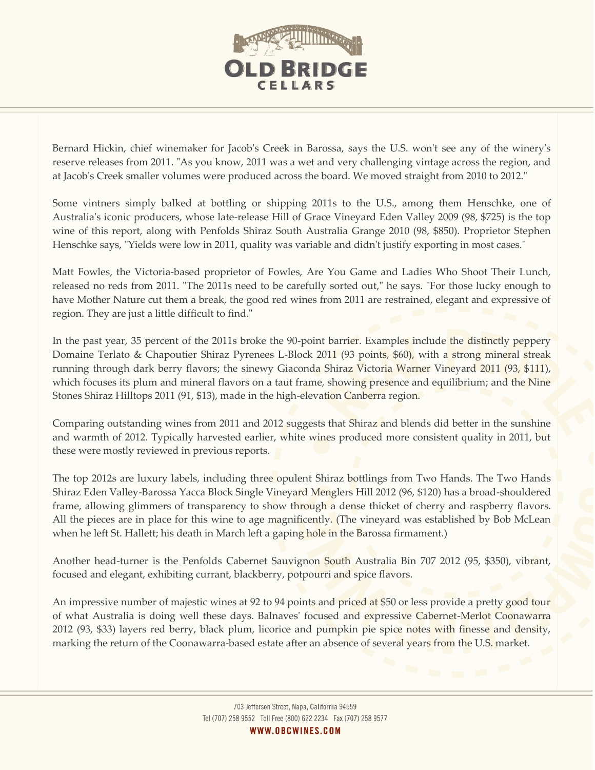Bernard Hickin, chief winemaker for Jacob's Creek in Barossa, says the U.S. won't see any of the winery's reserve releases from 2011. "As you know, 2011 was a wet and very challenging vintage across the region, and at Jacob's Creek smaller volumes were produced across the board. We moved straight from 2010 to 2012."

Some vintners simply balked at bottling or shipping 2011s to the U.S., among them Henschke, one of Australia's iconic producers, whose late-release Hill of Grace Vineyard Eden Valley 2009 (98, $725) is the top wine of this report, along with Penfolds Shiraz South Australia Grange 2010 (98, $850). Proprietor Stephen Henschke says, "Yields were low in 2011, quality was variable and didn't justify exporting in most cases."

Matt Fowles, the Victoria-based proprietor of Fowles, Are You Game and Ladies Who Shoot Their Lunch, released no reds from 2011. "The 2011s need to be carefully sorted out," he says. "For those lucky enough to have Mother Nature cut them a break, the good red wines from 2011 are restrained, elegant and expressive of region. They are just a little difficult to find."

In the past year, 35 percent of the 2011s broke the 90-point barrier. Examples include the distinctly peppery Domaine Terlato & Chapoutier Shiraz Pyrenees L-Block 2011 (93 points, $60), with a strong mineral streak running through dark berry flavors; the sinewy Giaconda Shiraz Victoria Warner Vineyard 2011 (93, $111), which focuses its plum and mineral flavors on a taut frame, showing presence and equilibrium; and the Nine Stones Shiraz Hilltops 2011 (91, $13), made in the high-elevation Canberra region.

Comparing outstanding wines from 2011 and 2012 suggests that Shiraz and blends did better in the sunshine and warmth of 2012. Typically harvested earlier, white wines produced more consistent quality in 2011, but these were mostly reviewed in previous reports.

The top 2012s are luxury labels, including three opulent Shiraz bottlings from Two Hands. The Two Hands Shiraz Eden Valley-Barossa Yacca Block Single Vineyard Menglers Hill 2012 (96, $120) has a broad-shouldered frame, allowing glimmers of transparency to show through a dense thicket of cherry and raspberry flavors. All the pieces are in place for this wine to age magnificently. (The vineyard was established by Bob McLean when he left St. Hallett; his death in March left a gaping hole in the Barossa firmament.)

Another head-turner is the Penfolds Cabernet Sauvignon South Australia Bin 707 2012 (95, $350), vibrant, focused and elegant, exhibiting currant, blackberry, potpourri and spice flavors.

An impressive number of majestic wines at 92 to 94 points and priced at $50 or less provide a pretty good tour of what Australia is doing well these days. Balnaves' focused and expressive Cabernet-Merlot Coonawarra 2012 (93, $33) layers red berry, black plum, licorice and pumpkin pie spice notes with finesse and density, marking the return of the Coonawarra-based estate after an absence of several years from the U.S. market.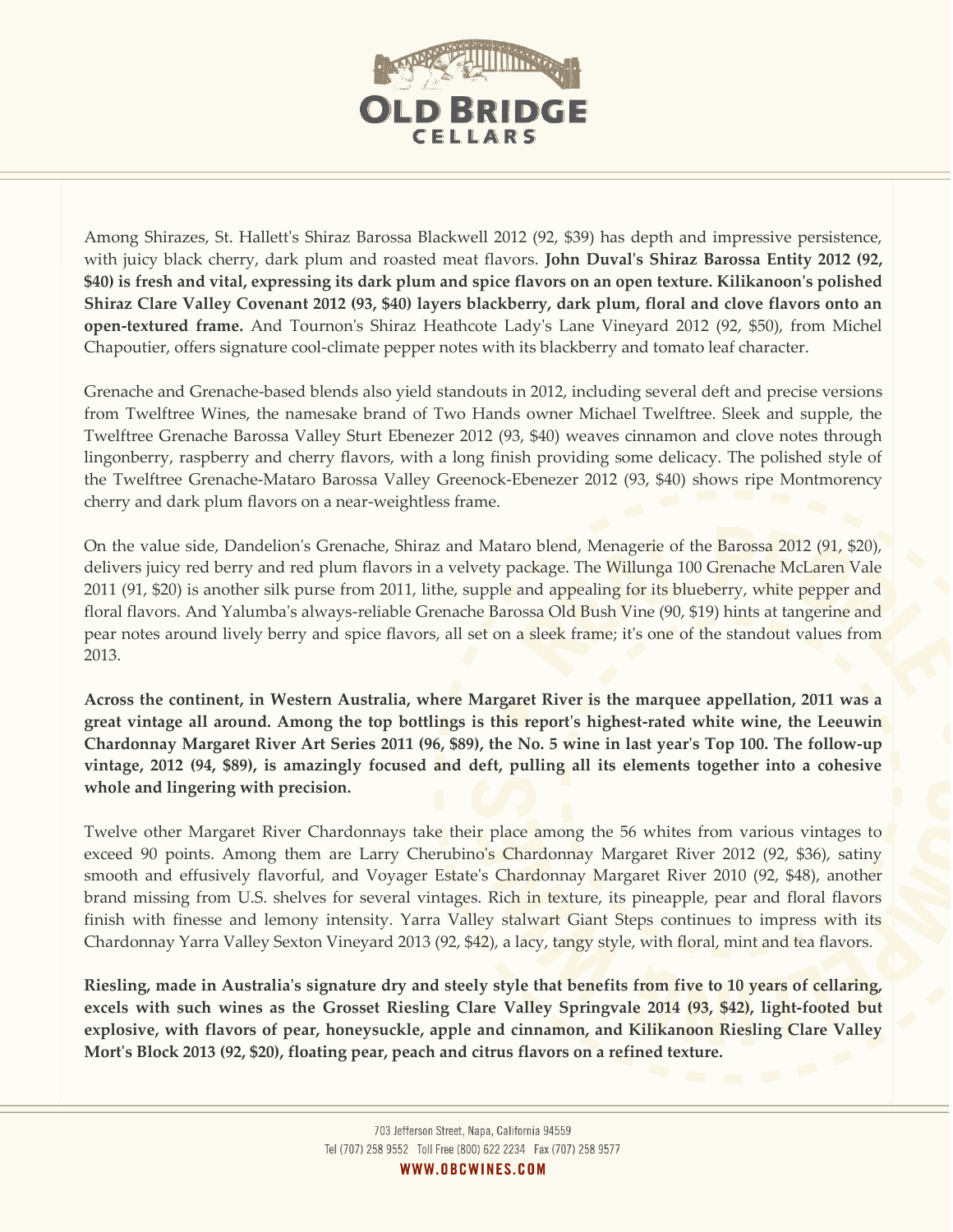Among Shirazes, St. Hallett's Shiraz Barossa Blackwell 2012 (92, $39) has depth and impressive persistence, with juicy black cherry, dark plum and roasted meat flavors. **John Duval's Shiraz Barossa Entity 2012 (92, $40) is fresh and vital, expressing its dark plum and spice flavors on an open texture. Kilikanoon's polished Shiraz Clare Valley Covenant 2012 (93, $40) layers blackberry, dark plum, floral and clove flavors onto an open-textured frame.** And Tournon's Shiraz Heathcote Lady's Lane Vineyard 2012 (92, $50), from Michel Chapoutier, offers signature cool-climate pepper notes with its blackberry and tomato leaf character.

Grenache and Grenache-based blends also yield standouts in 2012, including several deft and precise versions from Twelftree Wines, the namesake brand of Two Hands owner Michael Twelftree. Sleek and supple, the Twelftree Grenache Barossa Valley Sturt Ebenezer 2012 (93, $40) weaves cinnamon and clove notes through lingonberry, raspberry and cherry flavors, with a long finish providing some delicacy. The polished style of the Twelftree Grenache-Mataro Barossa Valley Greenock-Ebenezer 2012 (93, $40) shows ripe Montmorency cherry and dark plum flavors on a near-weightless frame.

On the value side, Dandelion's Grenache, Shiraz and Mataro blend, Menagerie of the Barossa 2012 (91, $20), delivers juicy red berry and red plum flavors in a velvety package. The Willunga 100 Grenache McLaren Vale 2011 (91, $20) is another silk purse from 2011, lithe, supple and appealing for its blueberry, white pepper and floral flavors. And Yalumba's always-reliable Grenache Barossa Old Bush Vine (90, $19) hints at tangerine and pear notes around lively berry and spice flavors, all set on a sleek frame; it's one of the standout values from 2013.

**Across the continent, in Western Australia, where Margaret River is the marquee appellation, 2011 was a great vintage all around. Among the top bottlings is this report's highest-rated white wine, the Leeuwin Chardonnay Margaret River Art Series 2011 (96, $89), the No. 5 wine in last year's Top 100. The follow-up vintage, 2012 (94, $89), is amazingly focused and deft, pulling all its elements together into a cohesive whole and lingering with precision.**

Twelve other Margaret River Chardonnays take their place among the 56 whites from various vintages to exceed 90 points. Among them are Larry Cherubino's Chardonnay Margaret River 2012 (92, $36), satiny smooth and effusively flavorful, and Voyager Estate's Chardonnay Margaret River 2010 (92, $48), another brand missing from U.S. shelves for several vintages. Rich in texture, its pineapple, pear and floral flavors finish with finesse and lemony intensity. Yarra Valley stalwart Giant Steps continues to impress with its Chardonnay Yarra Valley Sexton Vineyard 2013 (92, $42), a lacy, tangy style, with floral, mint and tea flavors.

**Riesling, made in Australia's signature dry and steely style that benefits from five to 10 years of cellaring, excels with such wines as the Grosset Riesling Clare Valley Springvale 2014 (93, $42), light-footed but explosive, with flavors of pear, honeysuckle, apple and cinnamon, and Kilikanoon Riesling Clare Valley Mort's Block 2013 (92, $20), floating pear, peach and citrus flavors on a refined texture.**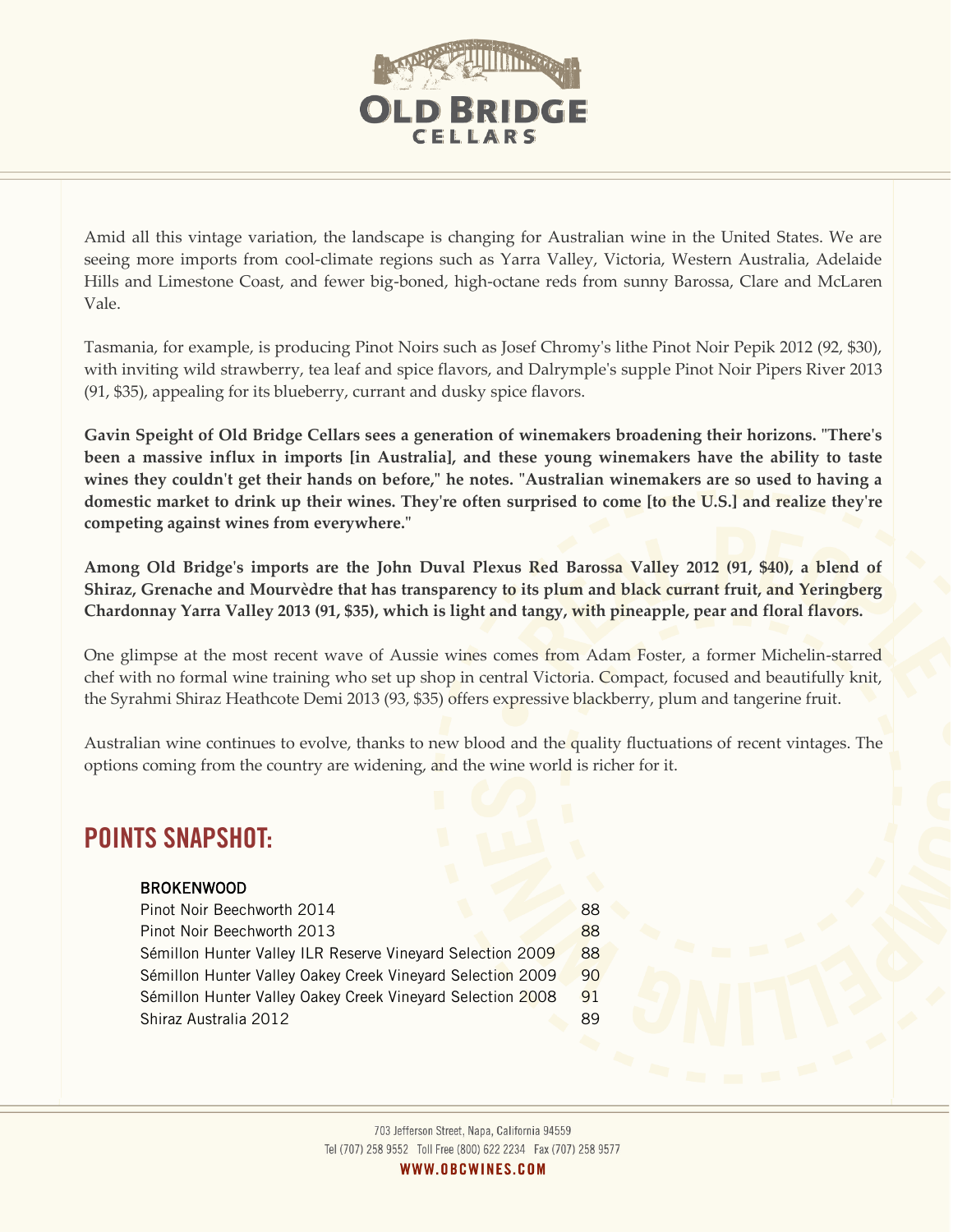Amid all this vintage variation, the landscape is changing for Australian wine in the United States. We are seeing more imports from cool-climate regions such as Yarra Valley, Victoria, Western Australia, Adelaide Hills and Limestone Coast, and fewer big-boned, high-octane reds from sunny Barossa, Clare and McLaren Vale.

Tasmania, for example, is producing Pinot Noirs such as Josef Chromy's lithe Pinot Noir Pepik 2012 (92, $30), with inviting wild strawberry, tea leaf and spice flavors, and Dalrymple's supple Pinot Noir Pipers River 2013 (91, $35), appealing for its blueberry, currant and dusky spice flavors.

**Gavin Speight of Old Bridge Cellars sees a generation of winemakers broadening their horizons. "There's been a massive influx in imports [in Australia], and these young winemakers have the ability to taste wines they couldn't get their hands on before," he notes. "Australian winemakers are so used to having a domestic market to drink up their wines. They're often surprised to come [to the U.S.] and realize they're competing against wines from everywhere."**

**Among Old Bridge's imports are the John Duval Plexus Red Barossa Valley 2012 (91, $40), a blend of Shiraz, Grenache and Mourvèdre that has transparency to its plum and black currant fruit, and Yeringberg Chardonnay Yarra Valley 2013 (91, $35), which is light and tangy, with pineapple, pear and floral flavors.**

One glimpse at the most recent wave of Aussie wines comes from Adam Foster, a former Michelin-starred chef with no formal wine training who set up shop in central Victoria. Compact, focused and beautifully knit, the Syrahmi Shiraz Heathcote Demi 2013 (93, $35) offers expressive blackberry, plum and tangerine fruit.

Australian wine continues to evolve, thanks to new blood and the quality fluctuations of recent vintages. The options coming from the country are widening, and the wine world is richer for it.

## POINTS SNAPSHOT:

**BROKENWOOD**

| | |
|---|---|
| Pinot Noir Beechworth 2014 | 88 |
| Pinot Noir Beechworth 2013 | 88 |
| Sémillon Hunter Valley ILR Reserve Vineyard Selection 2009 | 88 |
| Sémillon Hunter Valley Oakey Creek Vineyard Selection 2009 | 90 |
| Sémillon Hunter Valley Oakey Creek Vineyard Selection 2008 | 91 |
| Shiraz Australia 2012 | 89 |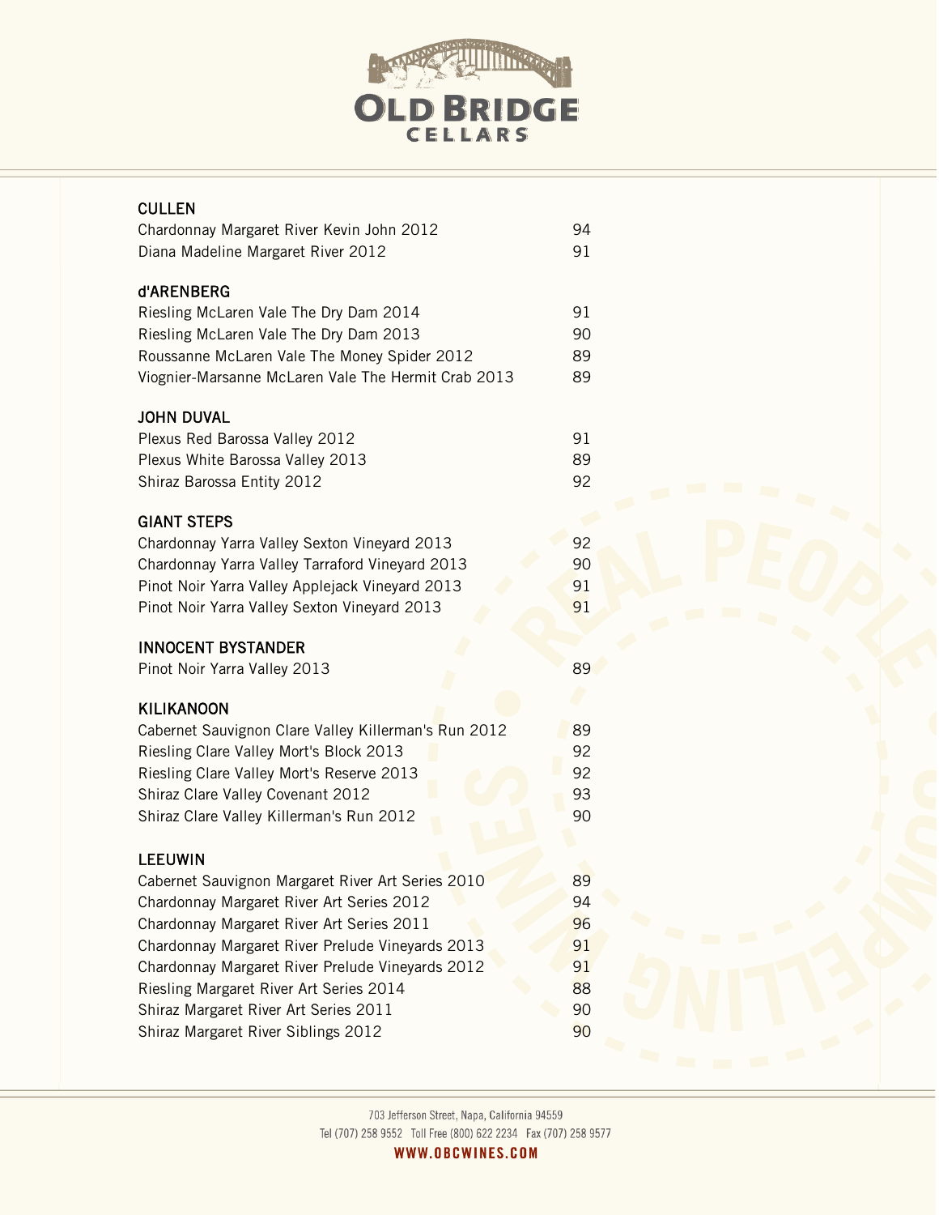## CULLEN

| | |
|---|---|
| Chardonnay Margaret River Kevin John 2012 | 94 |
| Diana Madeline Margaret River 2012 | 91 |

## d'ARENBERG

| | |
|---|---|
| Riesling McLaren Vale The Dry Dam 2014 | 91 |
| Riesling McLaren Vale The Dry Dam 2013 | 90 |
| Roussanne McLaren Vale The Money Spider 2012 | 89 |
| Viognier-Marsanne McLaren Vale The Hermit Crab 2013 | 89 |

## JOHN DUVAL

| | |
|---|---|
| Plexus Red Barossa Valley 2012 | 91 |
| Plexus White Barossa Valley 2013 | 89 |
| Shiraz Barossa Entity 2012 | 92 |

## GIANT STEPS

| | |
|---|---|
| Chardonnay Yarra Valley Sexton Vineyard 2013 | 92 |
| Chardonnay Yarra Valley Tarraford Vineyard 2013 | 90 |
| Pinot Noir Yarra Valley Applejack Vineyard 2013 | 91 |
| Pinot Noir Yarra Valley Sexton Vineyard 2013 | 91 |

## INNOCENT BYSTANDER

| | |
|---|---|
| Pinot Noir Yarra Valley 2013 | 89 |

## KILIKANOON

| | |
|---|---|
| Cabernet Sauvignon Clare Valley Killerman's Run 2012 | 89 |
| Riesling Clare Valley Mort's Block 2013 | 92 |
| Riesling Clare Valley Mort's Reserve 2013 | 92 |
| Shiraz Clare Valley Covenant 2012 | 93 |
| Shiraz Clare Valley Killerman's Run 2012 | 90 |

## LEEUWIN

| | |
|---|---|
| Cabernet Sauvignon Margaret River Art Series 2010 | 89 |
| Chardonnay Margaret River Art Series 2012 | 94 |
| Chardonnay Margaret River Art Series 2011 | 96 |
| Chardonnay Margaret River Prelude Vineyards 2013 | 91 |
| Chardonnay Margaret River Prelude Vineyards 2012 | 91 |
| Riesling Margaret River Art Series 2014 | 88 |
| Shiraz Margaret River Art Series 2011 | 90 |
| Shiraz Margaret River Siblings 2012 | 90 |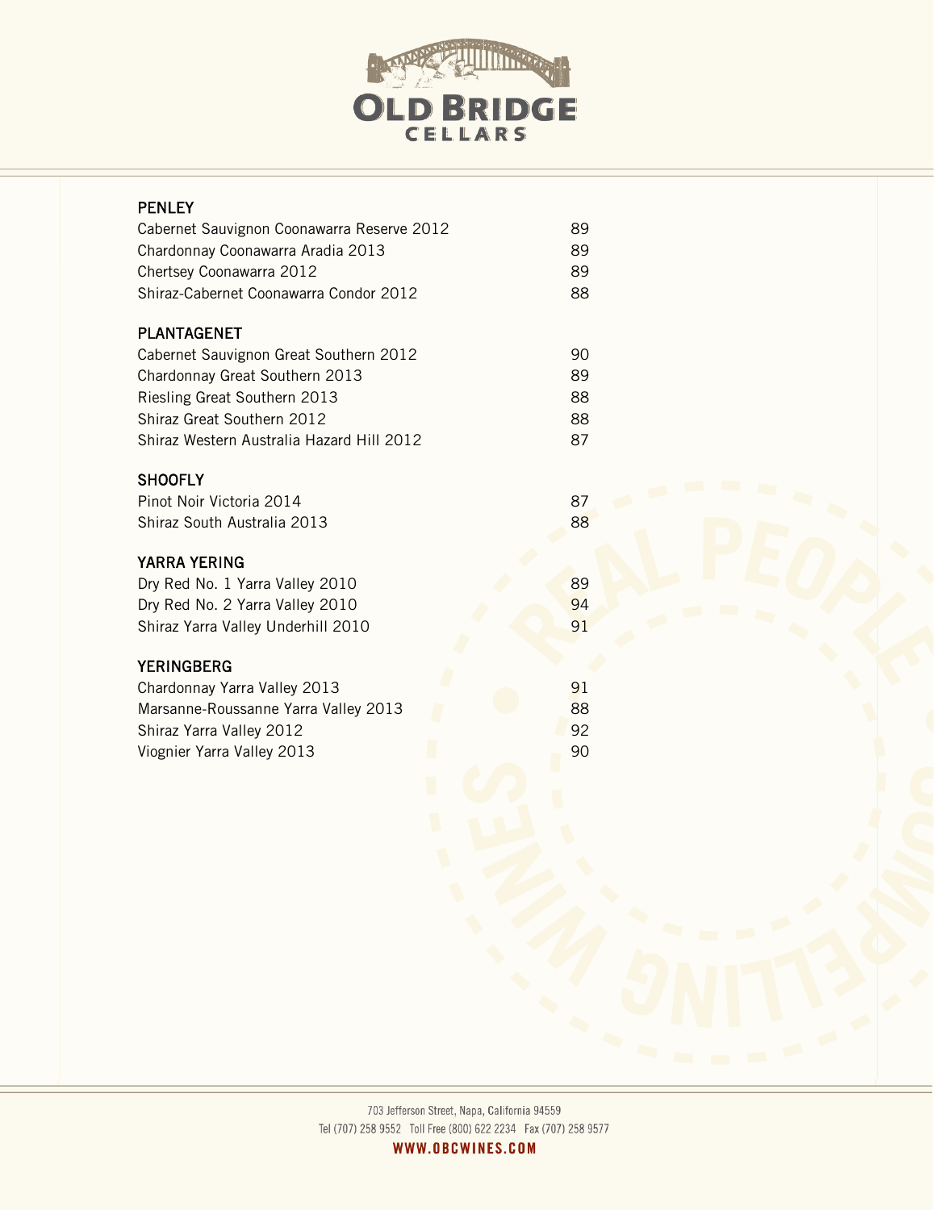## PENLEY

| | |
|---|---|
| Cabernet Sauvignon Coonawarra Reserve 2012 | 89 |
| Chardonnay Coonawarra Aradia 2013 | 89 |
| Chertsey Coonawarra 2012 | 89 |
| Shiraz-Cabernet Coonawarra Condor 2012 | 88 |

## PLANTAGENET

| | |
|---|---|
| Cabernet Sauvignon Great Southern 2012 | 90 |
| Chardonnay Great Southern 2013 | 89 |
| Riesling Great Southern 2013 | 88 |
| Shiraz Great Southern 2012 | 88 |
| Shiraz Western Australia Hazard Hill 2012 | 87 |

## SHOOFLY

| | |
|---|---|
| Pinot Noir Victoria 2014 | 87 |
| Shiraz South Australia 2013 | 88 |

## YARRA YERING

| | |
|---|---|
| Dry Red No. 1 Yarra Valley 2010 | 89 |
| Dry Red No. 2 Yarra Valley 2010 | 94 |
| Shiraz Yarra Valley Underhill 2010 | 91 |

## YERINGBERG

| | |
|---|---|
| Chardonnay Yarra Valley 2013 | 91 |
| Marsanne-Roussanne Yarra Valley 2013 | 88 |
| Shiraz Yarra Valley 2012 | 92 |
| Viognier Yarra Valley 2013 | 90 |